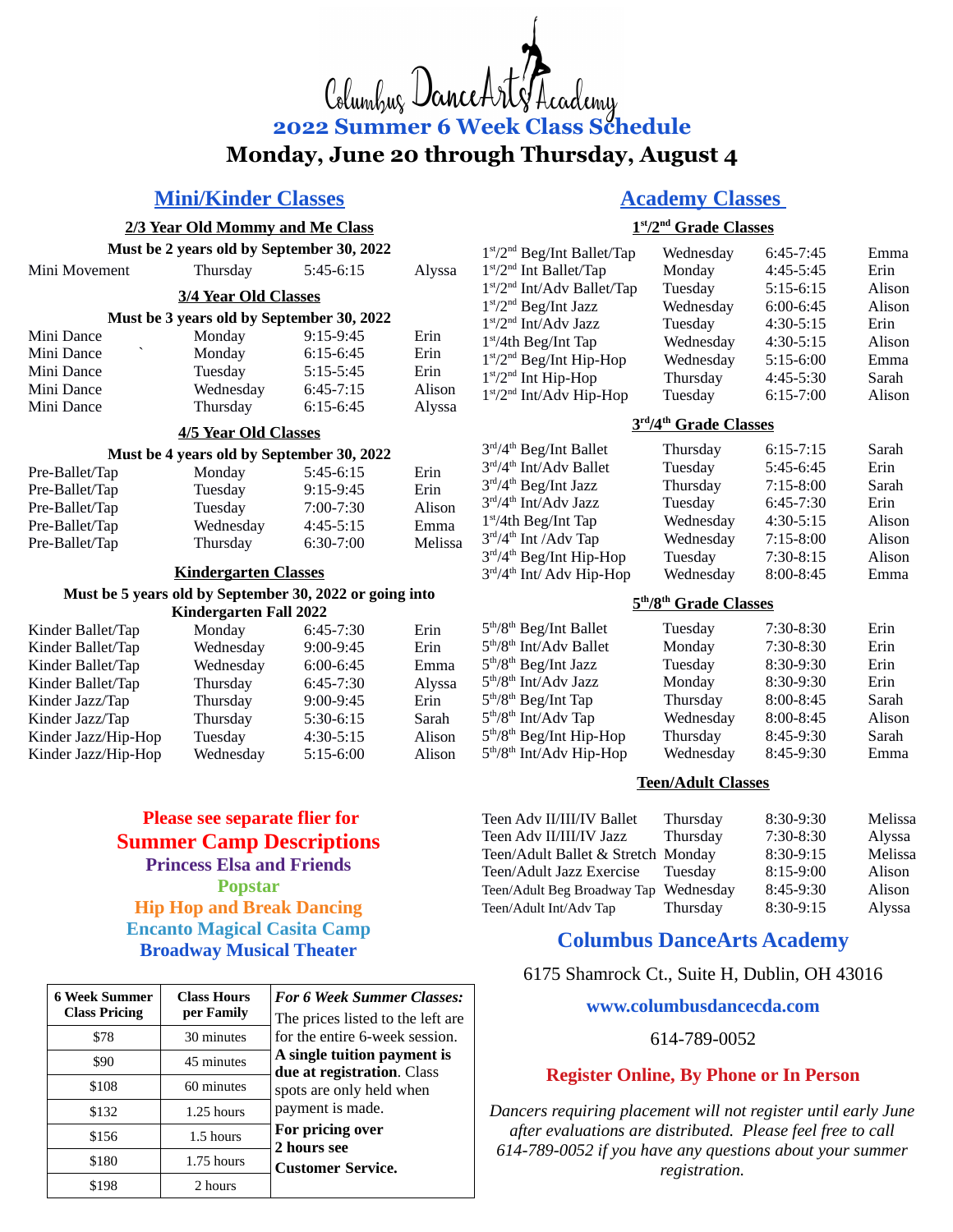# Columbus DanceArts Academy

## 2022 Summer 6 Week Class Schedule

## Monday, June 20 through Thursday, August 4

## Mini/Kinder Classes

### 2/3 Year Old Mommy and Me Class

**Must be 2 years old by September 30, 2022**

| Class | Day | Time | Teacher |
|---|---|---|---|
| Mini Movement | Thursday | 5:45-6:15 | Alyssa |

### 3/4 Year Old Classes

**Must be 3 years old by September 30, 2022**

| Class | Day | Time | Teacher |
|---|---|---|---|
| Mini Dance | Monday | 9:15-9:45 | Erin |
| Mini Dance | Monday | 6:15-6:45 | Erin |
| Mini Dance | Tuesday | 5:15-5:45 | Erin |
| Mini Dance | Wednesday | 6:45-7:15 | Alison |
| Mini Dance | Thursday | 6:15-6:45 | Alyssa |

### 4/5 Year Old Classes

**Must be 4 years old by September 30, 2022**

| Class | Day | Time | Teacher |
|---|---|---|---|
| Pre-Ballet/Tap | Monday | 5:45-6:15 | Erin |
| Pre-Ballet/Tap | Tuesday | 9:15-9:45 | Erin |
| Pre-Ballet/Tap | Tuesday | 7:00-7:30 | Alison |
| Pre-Ballet/Tap | Wednesday | 4:45-5:15 | Emma |
| Pre-Ballet/Tap | Thursday | 6:30-7:00 | Melissa |

### Kindergarten Classes

**Must be 5 years old by September 30, 2022 or going into Kindergarten Fall 2022**

| Class | Day | Time | Teacher |
|---|---|---|---|
| Kinder Ballet/Tap | Monday | 6:45-7:30 | Erin |
| Kinder Ballet/Tap | Wednesday | 9:00-9:45 | Erin |
| Kinder Ballet/Tap | Wednesday | 6:00-6:45 | Emma |
| Kinder Ballet/Tap | Thursday | 6:45-7:30 | Alyssa |
| Kinder Jazz/Tap | Thursday | 9:00-9:45 | Erin |
| Kinder Jazz/Tap | Thursday | 5:30-6:15 | Sarah |
| Kinder Jazz/Hip-Hop | Tuesday | 4:30-5:15 | Alison |
| Kinder Jazz/Hip-Hop | Wednesday | 5:15-6:00 | Alison |

**Please see separate flier for**
**Summer Camp Descriptions**

**Princess Elsa and Friends**
**Popstar**
**Hip Hop and Break Dancing**
**Encanto Magical Casita Camp**
**Broadway Musical Theater**

| 6 Week Summer Class Pricing | Class Hours per Family |
|---|---|
| $78 | 30 minutes |
| $90 | 45 minutes |
| $108 | 60 minutes |
| $132 | 1.25 hours |
| $156 | 1.5 hours |
| $180 | 1.75 hours |
| $198 | 2 hours |

***For 6 Week Summer Classes:*** The prices listed to the left are for the entire 6-week session. **A single tuition payment is due at registration**. Class spots are only held when payment is made. **For pricing over 2 hours see Customer Service.**

## Academy Classes

### 1st/2nd Grade Classes

| Class | Day | Time | Teacher |
|---|---|---|---|
| 1st/2nd Beg/Int Ballet/Tap | Wednesday | 6:45-7:45 | Emma |
| 1st/2nd Int Ballet/Tap | Monday | 4:45-5:45 | Erin |
| 1st/2nd Int/Adv Ballet/Tap | Tuesday | 5:15-6:15 | Alison |
| 1st/2nd Beg/Int Jazz | Wednesday | 6:00-6:45 | Alison |
| 1st/2nd Int/Adv Jazz | Tuesday | 4:30-5:15 | Erin |
| 1st/4th Beg/Int Tap | Wednesday | 4:30-5:15 | Alison |
| 1st/2nd Beg/Int Hip-Hop | Wednesday | 5:15-6:00 | Emma |
| 1st/2nd Int Hip-Hop | Thursday | 4:45-5:30 | Sarah |
| 1st/2nd Int/Adv Hip-Hop | Tuesday | 6:15-7:00 | Alison |

### 3rd/4th Grade Classes

| Class | Day | Time | Teacher |
|---|---|---|---|
| 3rd/4th Beg/Int Ballet | Thursday | 6:15-7:15 | Sarah |
| 3rd/4th Int/Adv Ballet | Tuesday | 5:45-6:45 | Erin |
| 3rd/4th Beg/Int Jazz | Thursday | 7:15-8:00 | Sarah |
| 3rd/4th Int/Adv Jazz | Tuesday | 6:45-7:30 | Erin |
| 1st/4th Beg/Int Tap | Wednesday | 4:30-5:15 | Alison |
| 3rd/4th Int /Adv Tap | Wednesday | 7:15-8:00 | Alison |
| 3rd/4th Beg/Int Hip-Hop | Tuesday | 7:30-8:15 | Alison |
| 3rd/4th Int/ Adv Hip-Hop | Wednesday | 8:00-8:45 | Emma |

### 5th/8th Grade Classes

| Class | Day | Time | Teacher |
|---|---|---|---|
| 5th/8th Beg/Int Ballet | Tuesday | 7:30-8:30 | Erin |
| 5th/8th Int/Adv Ballet | Monday | 7:30-8:30 | Erin |
| 5th/8th Beg/Int Jazz | Tuesday | 8:30-9:30 | Erin |
| 5th/8th Int/Adv Jazz | Monday | 8:30-9:30 | Erin |
| 5th/8th Beg/Int Tap | Thursday | 8:00-8:45 | Sarah |
| 5th/8th Int/Adv Tap | Wednesday | 8:00-8:45 | Alison |
| 5th/8th Beg/Int Hip-Hop | Thursday | 8:45-9:30 | Sarah |
| 5th/8th Int/Adv Hip-Hop | Wednesday | 8:45-9:30 | Emma |

### Teen/Adult Classes

| Class | Day | Time | Teacher |
|---|---|---|---|
| Teen Adv II/III/IV Ballet | Thursday | 8:30-9:30 | Melissa |
| Teen Adv II/III/IV Jazz | Thursday | 7:30-8:30 | Alyssa |
| Teen/Adult Ballet & Stretch | Monday | 8:30-9:15 | Melissa |
| Teen/Adult Jazz Exercise | Tuesday | 8:15-9:00 | Alison |
| Teen/Adult Beg Broadway Tap | Wednesday | 8:45-9:30 | Alison |
| Teen/Adult Int/Adv Tap | Thursday | 8:30-9:15 | Alyssa |

## Columbus DanceArts Academy

6175 Shamrock Ct., Suite H, Dublin, OH 43016

**www.columbusdancecda.com**

614-789-0052

**Register Online, By Phone or In Person**

*Dancers requiring placement will not register until early June after evaluations are distributed. Please feel free to call 614-789-0052 if you have any questions about your summer registration.*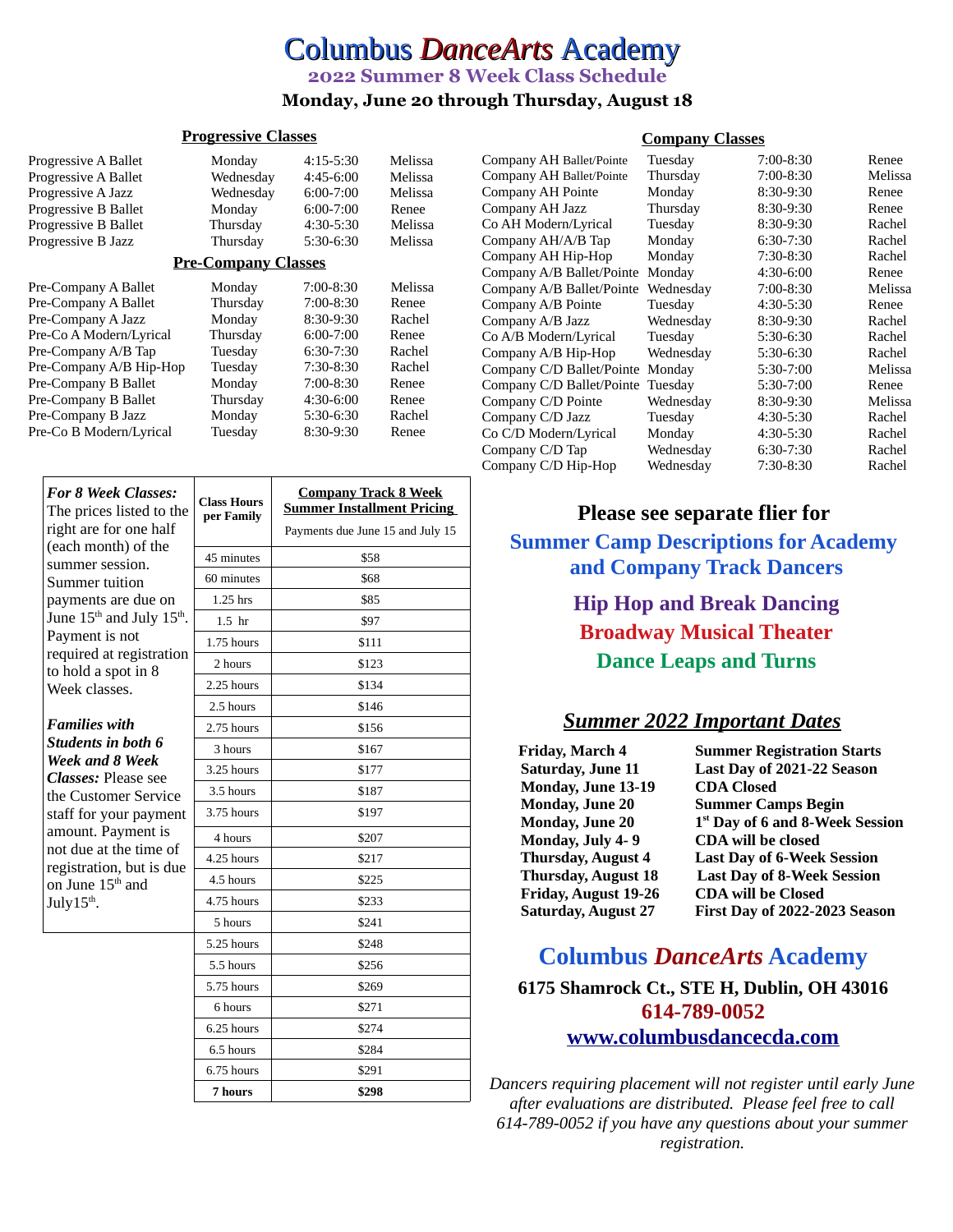# Columbus *DanceArts* Academy

## 2022 Summer 8 Week Class Schedule

**Monday, June 20 through Thursday, August 18**

### Progressive Classes

| | | | |
|---|---|---|---|
| Progressive A Ballet | Monday | 4:15-5:30 | Melissa |
| Progressive A Ballet | Wednesday | 4:45-6:00 | Melissa |
| Progressive A Jazz | Wednesday | 6:00-7:00 | Melissa |
| Progressive B Ballet | Monday | 6:00-7:00 | Renee |
| Progressive B Ballet | Thursday | 4:30-5:30 | Melissa |
| Progressive B Jazz | Thursday | 5:30-6:30 | Melissa |

### Pre-Company Classes

| | | | |
|---|---|---|---|
| Pre-Company A Ballet | Monday | 7:00-8:30 | Melissa |
| Pre-Company A Ballet | Thursday | 7:00-8:30 | Renee |
| Pre-Company A Jazz | Monday | 8:30-9:30 | Rachel |
| Pre-Co A Modern/Lyrical | Thursday | 6:00-7:00 | Renee |
| Pre-Company A/B Tap | Tuesday | 6:30-7:30 | Rachel |
| Pre-Company A/B Hip-Hop | Tuesday | 7:30-8:30 | Rachel |
| Pre-Company B Ballet | Monday | 7:00-8:30 | Renee |
| Pre-Company B Ballet | Thursday | 4:30-6:00 | Renee |
| Pre-Company B Jazz | Monday | 5:30-6:30 | Rachel |
| Pre-Co B Modern/Lyrical | Tuesday | 8:30-9:30 | Renee |

### Company Classes

| | | | |
|---|---|---|---|
| Company AH Ballet/Pointe | Tuesday | 7:00-8:30 | Renee |
| Company AH Ballet/Pointe | Thursday | 7:00-8:30 | Melissa |
| Company AH Pointe | Monday | 8:30-9:30 | Renee |
| Company AH Jazz | Thursday | 8:30-9:30 | Renee |
| Co AH Modern/Lyrical | Tuesday | 8:30-9:30 | Rachel |
| Company AH/A/B Tap | Monday | 6:30-7:30 | Rachel |
| Company AH Hip-Hop | Monday | 7:30-8:30 | Rachel |
| Company A/B Ballet/Pointe | Monday | 4:30-6:00 | Renee |
| Company A/B Ballet/Pointe | Wednesday | 7:00-8:30 | Melissa |
| Company A/B Pointe | Tuesday | 4:30-5:30 | Renee |
| Company A/B Jazz | Wednesday | 8:30-9:30 | Rachel |
| Co A/B Modern/Lyrical | Tuesday | 5:30-6:30 | Rachel |
| Company A/B Hip-Hop | Wednesday | 5:30-6:30 | Rachel |
| Company C/D Ballet/Pointe | Monday | 5:30-7:00 | Melissa |
| Company C/D Ballet/Pointe | Tuesday | 5:30-7:00 | Renee |
| Company C/D Pointe | Wednesday | 8:30-9:30 | Melissa |
| Company C/D Jazz | Tuesday | 4:30-5:30 | Rachel |
| Co C/D Modern/Lyrical | Monday | 4:30-5:30 | Rachel |
| Company C/D Tap | Wednesday | 6:30-7:30 | Rachel |
| Company C/D Hip-Hop | Wednesday | 7:30-8:30 | Rachel |

***For 8 Week Classes:*** The prices listed to the right are for one half (each month) of the summer session. Summer tuition payments are due on June 15th and July 15th. Payment is not required at registration to hold a spot in 8 Week classes.

***Families with Students in both 6 Week and 8 Week Classes:*** Please see the Customer Service staff for your payment amount. Payment is not due at the time of registration, but is due on June 15th and July15th.

| Class Hours per Family | Company Track 8 Week Summer Installment Pricing<br>Payments due June 15 and July 15 |
|---|---|
| 45 minutes | $58 |
| 60 minutes | $68 |
| 1.25 hrs | $85 |
| 1.5 hr | $97 |
| 1.75 hours | $111 |
| 2 hours | $123 |
| 2.25 hours | $134 |
| 2.5 hours | $146 |
| 2.75 hours | $156 |
| 3 hours | $167 |
| 3.25 hours | $177 |
| 3.5 hours | $187 |
| 3.75 hours | $197 |
| 4 hours | $207 |
| 4.25 hours | $217 |
| 4.5 hours | $225 |
| 4.75 hours | $233 |
| 5 hours | $241 |
| 5.25 hours | $248 |
| 5.5 hours | $256 |
| 5.75 hours | $269 |
| 6 hours | $271 |
| 6.25 hours | $274 |
| 6.5 hours | $284 |
| 6.75 hours | $291 |
| **7 hours** | **$298** |

**Please see separate flier for**

**Summer Camp Descriptions for Academy and Company Track Dancers**

**Hip Hop and Break Dancing**

**Broadway Musical Theater**

**Dance Leaps and Turns**

### *Summer 2022 Important Dates*

| | |
|---|---|
| **Friday, March 4** | **Summer Registration Starts** |
| **Saturday, June 11** | **Last Day of 2021-22 Season** |
| **Monday, June 13-19** | **CDA Closed** |
| **Monday, June 20** | **Summer Camps Begin** |
| **Monday, June 20** | **1st Day of 6 and 8-Week Session** |
| **Monday, July 4- 9** | **CDA will be closed** |
| **Thursday, August 4** | **Last Day of 6-Week Session** |
| **Thursday, August 18** | **Last Day of 8-Week Session** |
| **Friday, August 19-26** | **CDA will be Closed** |
| **Saturday, August 27** | **First Day of 2022-2023 Season** |

## Columbus *DanceArts* Academy

**6175 Shamrock Ct., STE H, Dublin, OH 43016**

**614-789-0052**

**www.columbusdancecda.com**

*Dancers requiring placement will not register until early June after evaluations are distributed. Please feel free to call 614-789-0052 if you have any questions about your summer registration.*